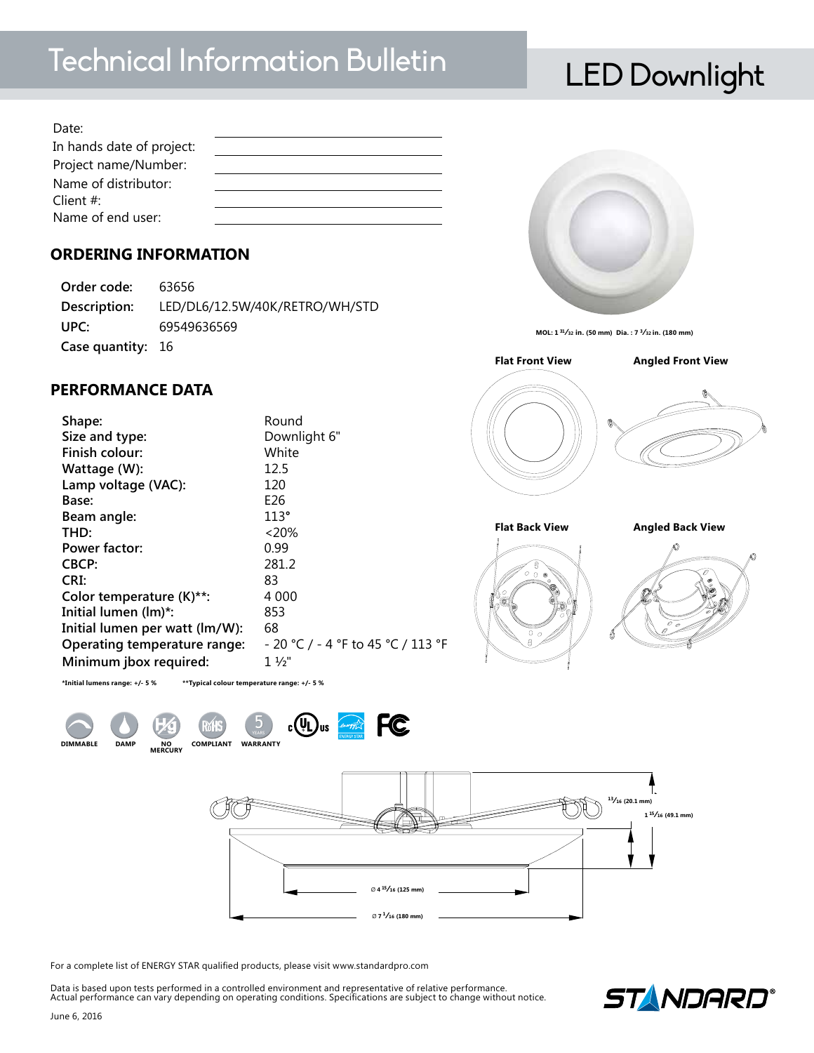# Technical Information Bulletin

## LED Downlight

Date: 

In hands date of project: 

Project name/Number: 

Name of distributor: 

Client #: 

Name of end user: 

MOL: 1 31/32 in. (50 mm) Dia. : 7 3/32 in. (180 mm)

## ORDERING INFORMATION

| | |
|---|---|
| **Order code:** | 63656 |
| **Description:** | LED/DL6/12.5W/40K/RETRO/WH/STD |
| **UPC:** | 69549636569 |
| **Case quantity:** | 16 |

## PERFORMANCE DATA

| | |
|---|---|
| **Shape:** | Round |
| **Size and type:** | Downlight 6" |
| **Finish colour:** | White |
| **Wattage (W):** | 12.5 |
| **Lamp voltage (VAC):** | 120 |
| **Base:** | E26 |
| **Beam angle:** | 113° |
| **THD:** | <20% |
| **Power factor:** | 0.99 |
| **CBCP:** | 281.2 |
| **CRI:** | 83 |
| **Color temperature (K)\*\*:** | 4 000 |
| **Initial lumen (lm)\*:** | 853 |
| **Initial lumen per watt (lm/W):** | 68 |
| **Operating temperature range:** | - 20 °C / - 4 °F to 45 °C / 113 °F |
| **Minimum jbox required:** | 1 ½" |

**\*Initial lumens range: +/- 5 %** **\*\*Typical colour temperature range: +/- 5 %**

DIMMABLE · DAMP · NO MERCURY · COMPLIANT · 5 YEARS WARRANTY

Flat Front View · Angled Front View · Flat Back View · Angled Back View

13/16 (20.1 mm)

1 15/16 (49.1 mm)

Ø 4 15/16 (125 mm)

Ø 7 1/16 (180 mm)

For a complete list of ENERGY STAR qualified products, please visit www.standardpro.com

Data is based upon tests performed in a controlled environment and representative of relative performance.
Actual performance can vary depending on operating conditions. Specifications are subject to change without notice.

June 6, 2016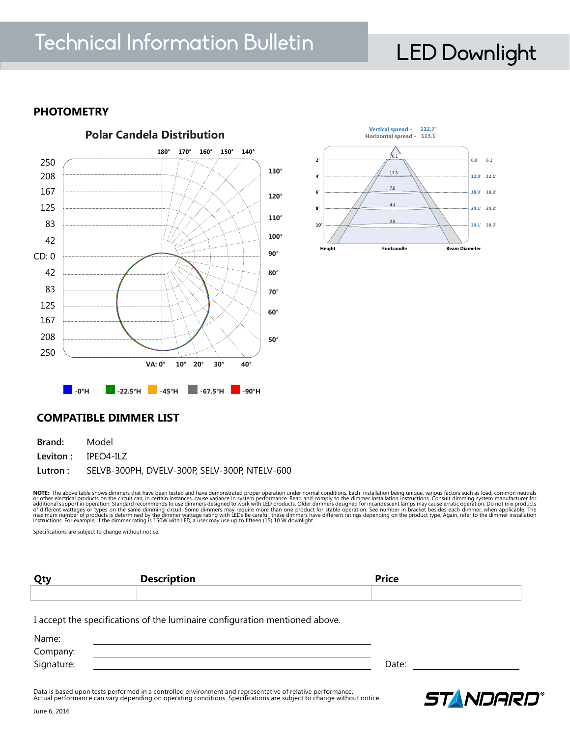# Technical Information Bulletin

# LED Downlight

## PHOTOMETRY

Polar Candela Distribution

180° 170° 160° 150° 140°

250
208
167
125
83
42
CD: 0
42
83
125
167
208
250

130°
120°
110°
100°
90°
80°
70°
60°
50°

VA: 0° 10° 20° 30° 40°

-0°H -22.5°H -45°H -67.5°H -90°H

Vertical spread - 112.7°
Horizontal spread - 113.1°

2' 70.1 6.0' 6.1'
4' 17.5 12.0' 12.1'
6' 7.8 18.0' 18.2'
8' 4.4 24.1' 24.2'
10' 2.8 30.1' 30.3'

Height Footcandle Beam Diameter

## COMPATIBLE DIMMER LIST

| Brand: | Model |
|---|---|
| Leviton : | IPEO4-ILZ |
| Lutron : | SELVB-300PH, DVELV-300P, SELV-300P, NTELV-600 |

**NOTE:** The above table shows dimmers that have been tested and have demonstrated proper operation under normal conditions. Each installation being unique, various factors such as load, common neutrals or other electrical products on the circuit can, in certain instances, cause variance in system performance. Read and comply to the dimmer installation instructions. Consult dimming system manufacturer for additional support in operation. Standard recommends to use dimmers designed to work with LED products. Older dimmers designed for incandescent lamps may cause erratic operation. Do not mix products of different wattages or types on the same dimming circuit. Some dimmers may require more than one product for stable operation. See number in bracket besides each dimmer, when applicable. The maximum number of products is determined by the dimmer wattage rating with LEDs Be careful, these dimmers have different ratings depending on the product type. Again, refer to the dimmer installation instructions. For example, if the dimmer rating is 150W with LED, a user may use up to fifteen (15) 10 W downlight.

Specifications are subject to change without notice.

| Qty | Description | Price |
|---|---|---|
| | | |

I accept the specifications of the luminaire configuration mentioned above.

Name: ______________________

Company: ______________________

Signature: ______________________ Date: ______________

Data is based upon tests performed in a controlled environment and representative of relative performance.
Actual performance can vary depending on operating conditions. Specifications are subject to change without notice.

June 6, 2016

STANDARD®